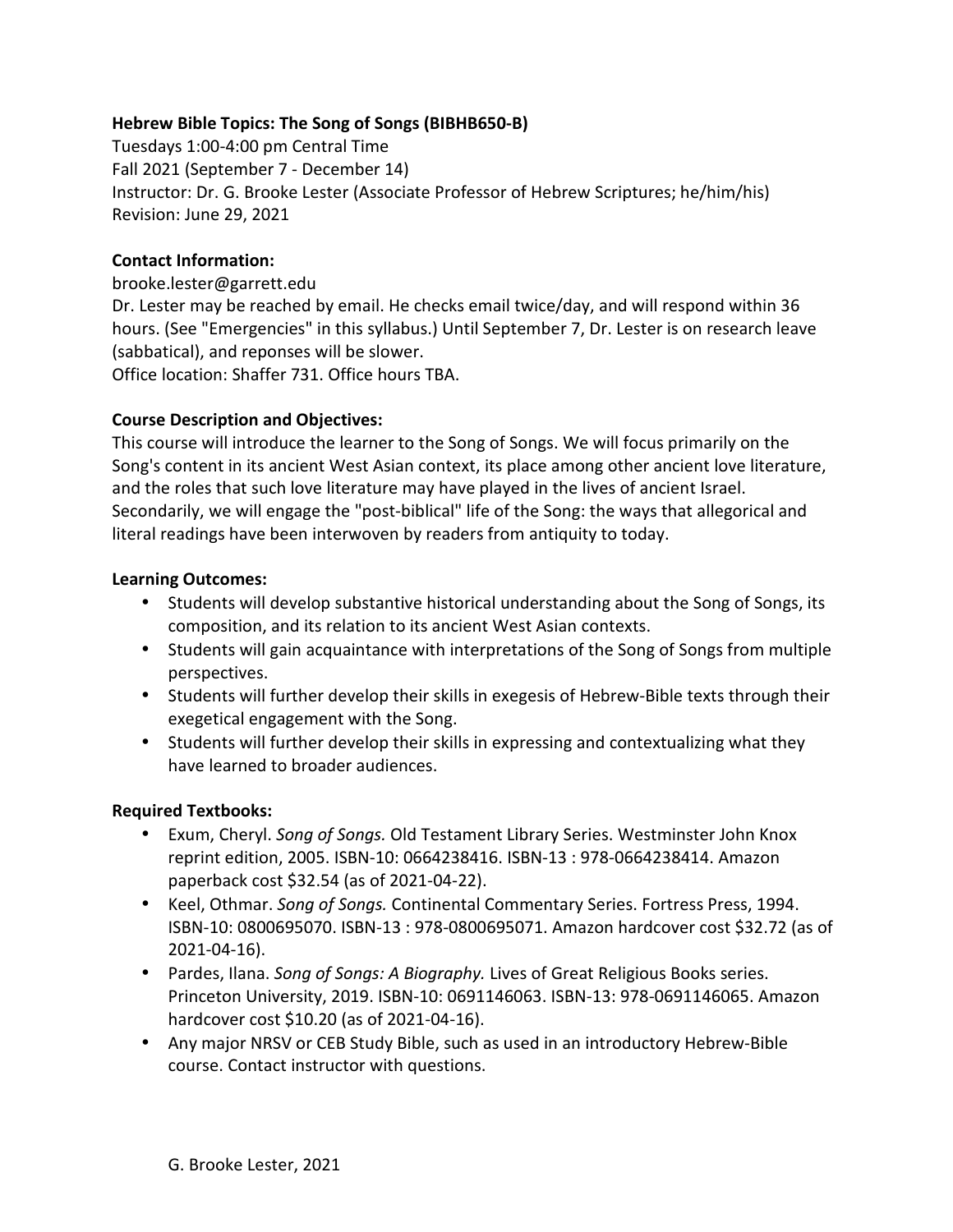**Hebrew Bible Topics: The Song of Songs (BIBHB650-B)**
Tuesdays 1:00-4:00 pm Central Time
Fall 2021 (September 7 - December 14)
Instructor: Dr. G. Brooke Lester (Associate Professor of Hebrew Scriptures; he/him/his)
Revision: June 29, 2021

**Contact Information:**
brooke.lester@garrett.edu
Dr. Lester may be reached by email. He checks email twice/day, and will respond within 36 hours. (See "Emergencies" in this syllabus.) Until September 7, Dr. Lester is on research leave (sabbatical), and reponses will be slower.
Office location: Shaffer 731. Office hours TBA.

**Course Description and Objectives:**
This course will introduce the learner to the Song of Songs. We will focus primarily on the Song's content in its ancient West Asian context, its place among other ancient love literature, and the roles that such love literature may have played in the lives of ancient Israel. Secondarily, we will engage the "post-biblical" life of the Song: the ways that allegorical and literal readings have been interwoven by readers from antiquity to today.

**Learning Outcomes:**

- Students will develop substantive historical understanding about the Song of Songs, its composition, and its relation to its ancient West Asian contexts.
- Students will gain acquaintance with interpretations of the Song of Songs from multiple perspectives.
- Students will further develop their skills in exegesis of Hebrew-Bible texts through their exegetical engagement with the Song.
- Students will further develop their skills in expressing and contextualizing what they have learned to broader audiences.

**Required Textbooks:**

- Exum, Cheryl. *Song of Songs.* Old Testament Library Series. Westminster John Knox reprint edition, 2005. ISBN-10: 0664238416. ISBN-13 : 978-0664238414. Amazon paperback cost $32.54 (as of 2021-04-22).
- Keel, Othmar. *Song of Songs.* Continental Commentary Series. Fortress Press, 1994. ISBN-10: 0800695070. ISBN-13 : 978-0800695071. Amazon hardcover cost $32.72 (as of 2021-04-16).
- Pardes, Ilana. *Song of Songs: A Biography.* Lives of Great Religious Books series. Princeton University, 2019. ISBN-10: 0691146063. ISBN-13: 978-0691146065. Amazon hardcover cost $10.20 (as of 2021-04-16).
- Any major NRSV or CEB Study Bible, such as used in an introductory Hebrew-Bible course. Contact instructor with questions.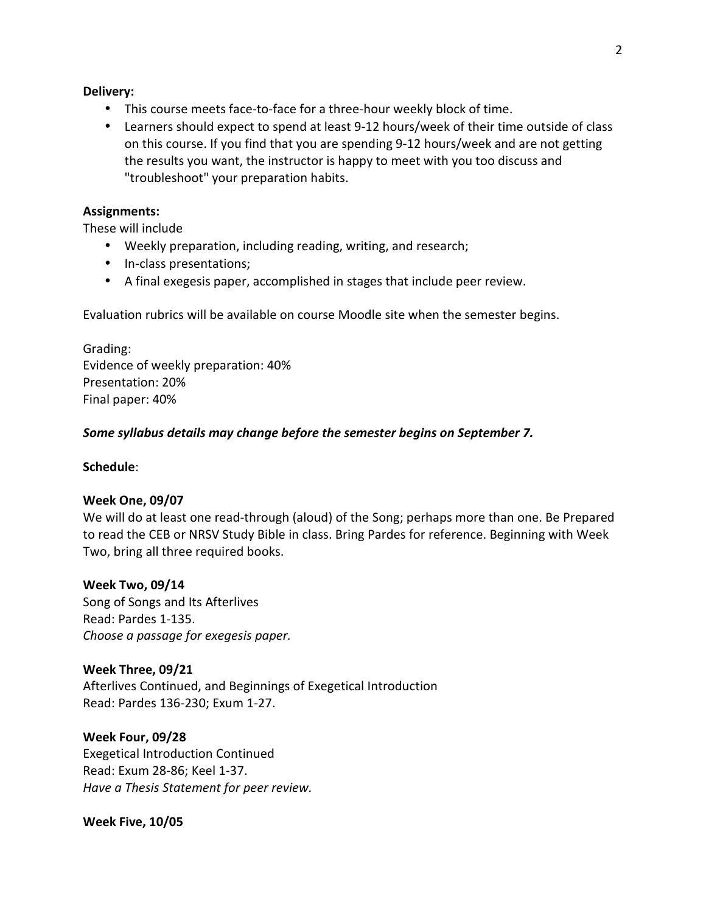**Delivery:**

- This course meets face-to-face for a three-hour weekly block of time.
- Learners should expect to spend at least 9-12 hours/week of their time outside of class on this course. If you find that you are spending 9-12 hours/week and are not getting the results you want, the instructor is happy to meet with you too discuss and "troubleshoot" your preparation habits.

**Assignments:**

These will include

- Weekly preparation, including reading, writing, and research;
- In-class presentations;
- A final exegesis paper, accomplished in stages that include peer review.

Evaluation rubrics will be available on course Moodle site when the semester begins.

Grading:
Evidence of weekly preparation: 40%
Presentation: 20%
Final paper: 40%

***Some syllabus details may change before the semester begins on September 7.***

**Schedule**:

**Week One, 09/07**

We will do at least one read-through (aloud) of the Song; perhaps more than one. Be Prepared to read the CEB or NRSV Study Bible in class. Bring Pardes for reference. Beginning with Week Two, bring all three required books.

**Week Two, 09/14**

Song of Songs and Its Afterlives
Read: Pardes 1-135.
*Choose a passage for exegesis paper.*

**Week Three, 09/21**

Afterlives Continued, and Beginnings of Exegetical Introduction
Read: Pardes 136-230; Exum 1-27.

**Week Four, 09/28**

Exegetical Introduction Continued
Read: Exum 28-86; Keel 1-37.
*Have a Thesis Statement for peer review.*

**Week Five, 10/05**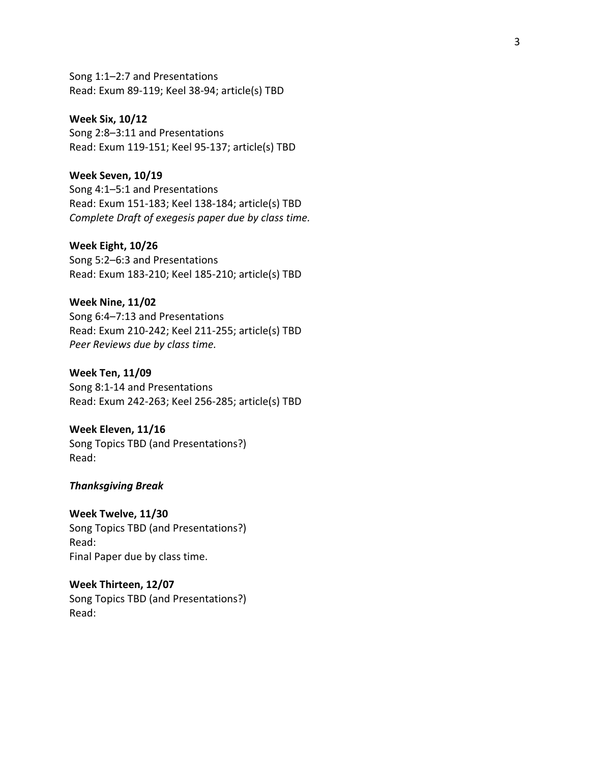Song 1:1–2:7 and Presentations
Read: Exum 89-119; Keel 38-94; article(s) TBD

**Week Six, 10/12**
Song 2:8–3:11 and Presentations
Read: Exum 119-151; Keel 95-137; article(s) TBD

**Week Seven, 10/19**
Song 4:1–5:1 and Presentations
Read: Exum 151-183; Keel 138-184; article(s) TBD
*Complete Draft of exegesis paper due by class time.*

**Week Eight, 10/26**
Song 5:2–6:3 and Presentations
Read: Exum 183-210; Keel 185-210; article(s) TBD

**Week Nine, 11/02**
Song 6:4–7:13 and Presentations
Read: Exum 210-242; Keel 211-255; article(s) TBD
*Peer Reviews due by class time.*

**Week Ten, 11/09**
Song 8:1-14 and Presentations
Read: Exum 242-263; Keel 256-285; article(s) TBD

**Week Eleven, 11/16**
Song Topics TBD (and Presentations?)
Read:

***Thanksgiving Break***

**Week Twelve, 11/30**
Song Topics TBD (and Presentations?)
Read:
Final Paper due by class time.

**Week Thirteen, 12/07**
Song Topics TBD (and Presentations?)
Read: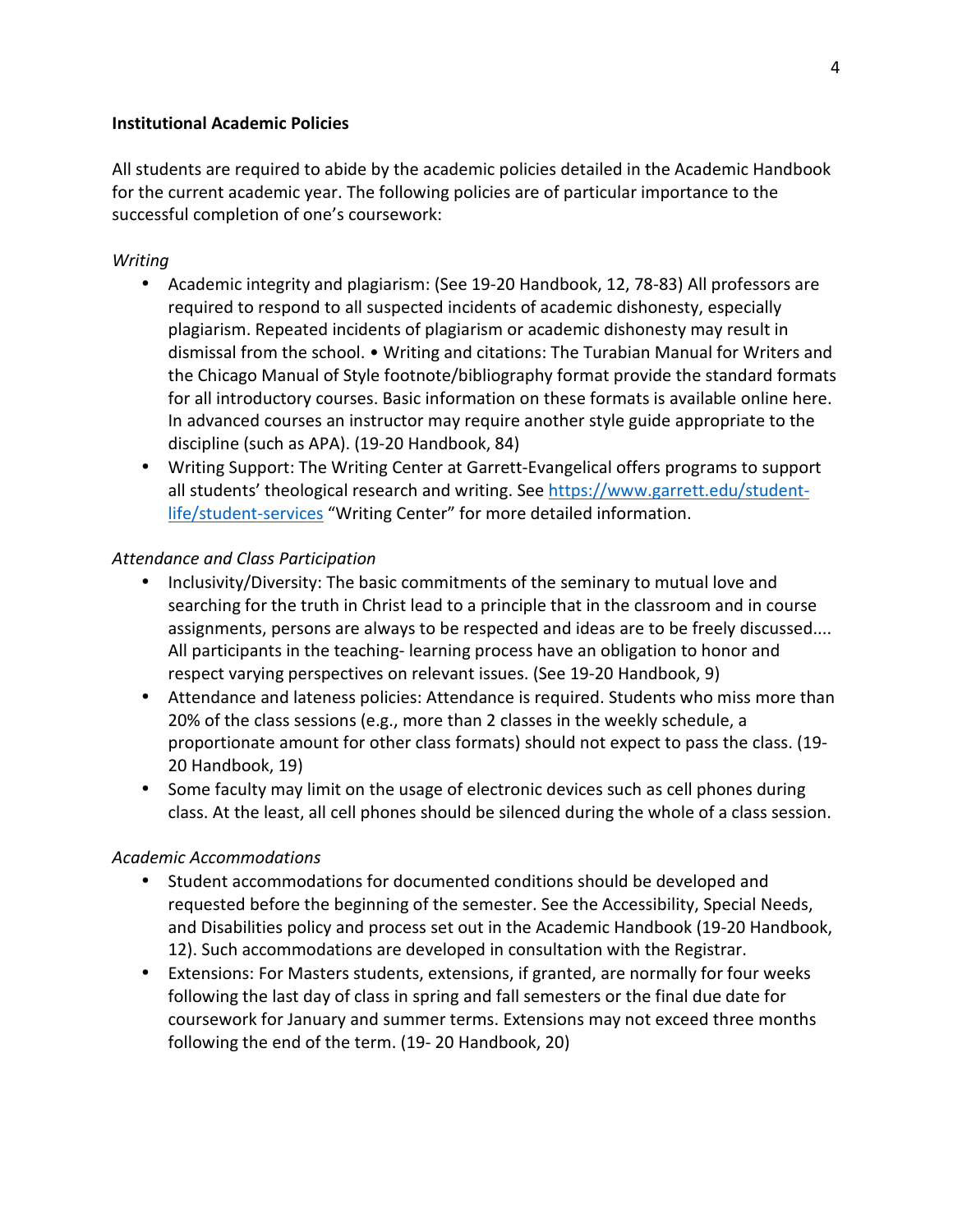**Institutional Academic Policies**

All students are required to abide by the academic policies detailed in the Academic Handbook for the current academic year. The following policies are of particular importance to the successful completion of one's coursework:

*Writing*

- Academic integrity and plagiarism: (See 19-20 Handbook, 12, 78-83) All professors are required to respond to all suspected incidents of academic dishonesty, especially plagiarism. Repeated incidents of plagiarism or academic dishonesty may result in dismissal from the school. • Writing and citations: The Turabian Manual for Writers and the Chicago Manual of Style footnote/bibliography format provide the standard formats for all introductory courses. Basic information on these formats is available online here. In advanced courses an instructor may require another style guide appropriate to the discipline (such as APA). (19-20 Handbook, 84)
- Writing Support: The Writing Center at Garrett-Evangelical offers programs to support all students' theological research and writing. See [https://www.garrett.edu/student-life/student-services](https://www.garrett.edu/student-life/student-services) "Writing Center" for more detailed information.

*Attendance and Class Participation*

- Inclusivity/Diversity: The basic commitments of the seminary to mutual love and searching for the truth in Christ lead to a principle that in the classroom and in course assignments, persons are always to be respected and ideas are to be freely discussed.... All participants in the teaching- learning process have an obligation to honor and respect varying perspectives on relevant issues. (See 19-20 Handbook, 9)
- Attendance and lateness policies: Attendance is required. Students who miss more than 20% of the class sessions (e.g., more than 2 classes in the weekly schedule, a proportionate amount for other class formats) should not expect to pass the class. (19-20 Handbook, 19)
- Some faculty may limit on the usage of electronic devices such as cell phones during class. At the least, all cell phones should be silenced during the whole of a class session.

*Academic Accommodations*

- Student accommodations for documented conditions should be developed and requested before the beginning of the semester. See the Accessibility, Special Needs, and Disabilities policy and process set out in the Academic Handbook (19-20 Handbook, 12). Such accommodations are developed in consultation with the Registrar.
- Extensions: For Masters students, extensions, if granted, are normally for four weeks following the last day of class in spring and fall semesters or the final due date for coursework for January and summer terms. Extensions may not exceed three months following the end of the term. (19- 20 Handbook, 20)